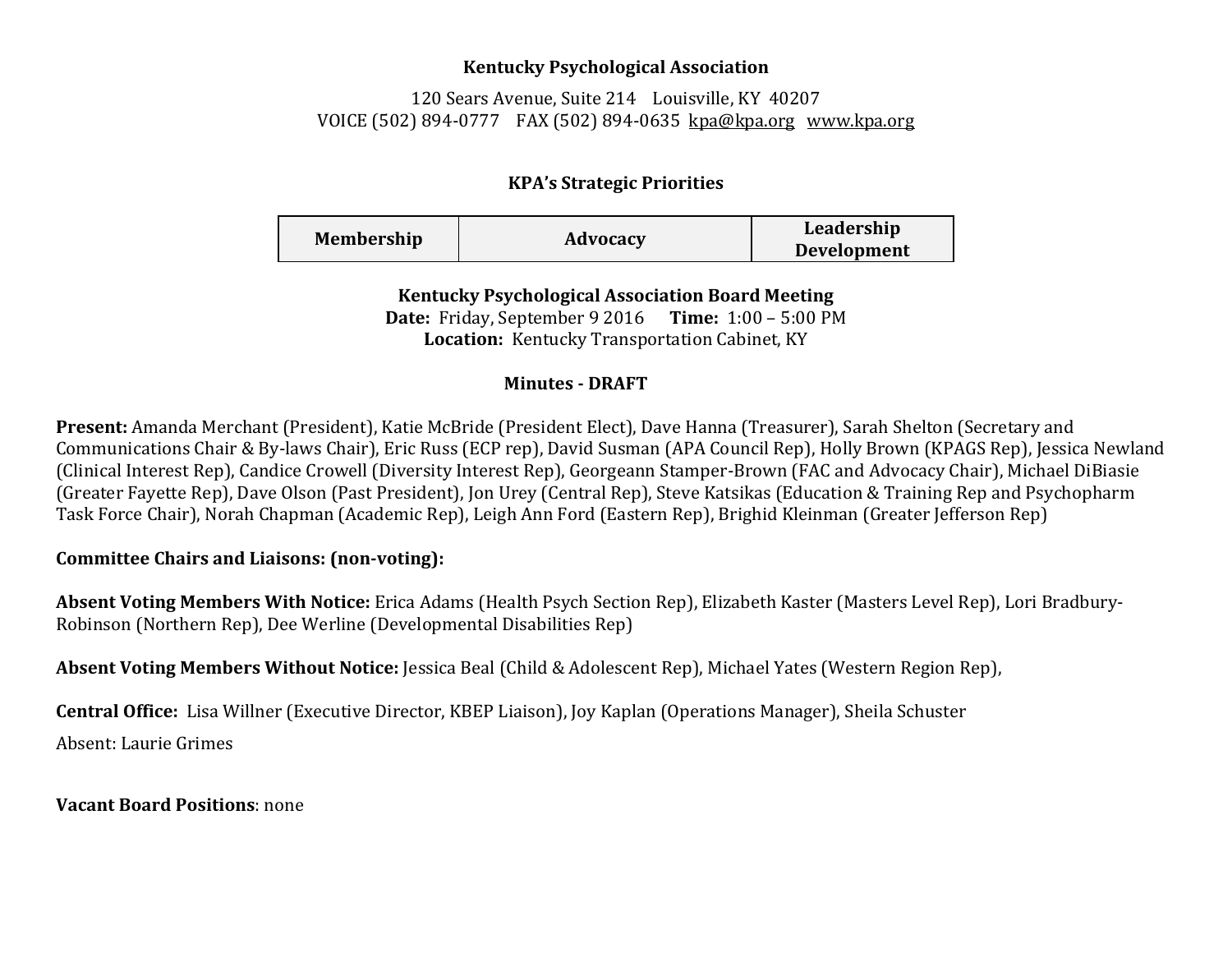**Kentucky Psychological Association**

120 Sears Avenue, Suite 214 Louisville, KY 40207

VOICE (502) 894-0777 FAX (502) 894-0635 kpa@kpa.org www.kpa.org

## KPA's Strategic Priorities

| Membership | Advocacy | Leadership Development |
|---|---|---|

**Kentucky Psychological Association Board Meeting**

**Date:** Friday, September 9 2016 **Time:** 1:00 – 5:00 PM

**Location:** Kentucky Transportation Cabinet, KY

**Minutes - DRAFT**

**Present:** Amanda Merchant (President), Katie McBride (President Elect), Dave Hanna (Treasurer), Sarah Shelton (Secretary and Communications Chair & By-laws Chair), Eric Russ (ECP rep), David Susman (APA Council Rep), Holly Brown (KPAGS Rep), Jessica Newland (Clinical Interest Rep), Candice Crowell (Diversity Interest Rep), Georgeann Stamper-Brown (FAC and Advocacy Chair), Michael DiBiasie (Greater Fayette Rep), Dave Olson (Past President), Jon Urey (Central Rep), Steve Katsikas (Education & Training Rep and Psychopharm Task Force Chair), Norah Chapman (Academic Rep), Leigh Ann Ford (Eastern Rep), Brighid Kleinman (Greater Jefferson Rep)

**Committee Chairs and Liaisons: (non-voting):**

**Absent Voting Members With Notice:** Erica Adams (Health Psych Section Rep), Elizabeth Kaster (Masters Level Rep), Lori Bradbury-Robinson (Northern Rep), Dee Werline (Developmental Disabilities Rep)

**Absent Voting Members Without Notice:** Jessica Beal (Child & Adolescent Rep), Michael Yates (Western Region Rep),

**Central Office:** Lisa Willner (Executive Director, KBEP Liaison), Joy Kaplan (Operations Manager), Sheila Schuster

Absent: Laurie Grimes

**Vacant Board Positions**: none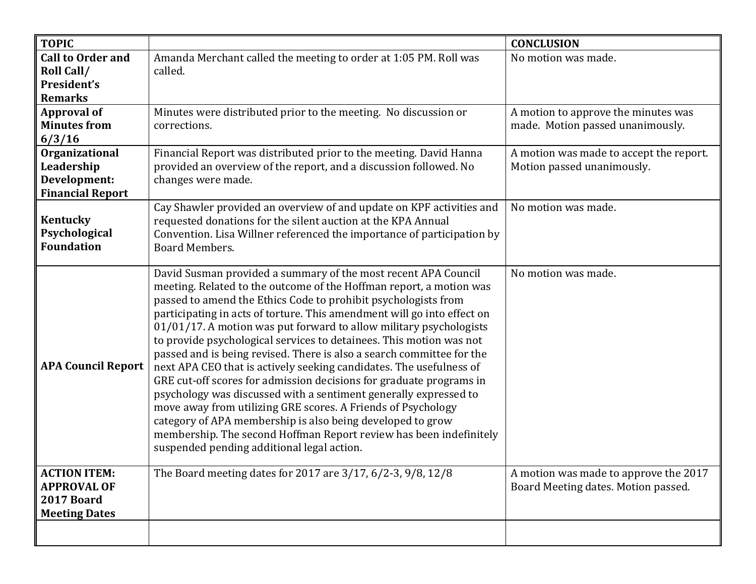| TOPIC | | CONCLUSION |
|---|---|---|
| **Call to Order and Roll Call/ President's Remarks** | Amanda Merchant called the meeting to order at 1:05 PM. Roll was called. | No motion was made. |
| **Approval of Minutes from 6/3/16** | Minutes were distributed prior to the meeting. No discussion or corrections. | A motion to approve the minutes was made. Motion passed unanimously. |
| **Organizational Leadership Development: Financial Report** | Financial Report was distributed prior to the meeting. David Hanna provided an overview of the report, and a discussion followed. No changes were made. | A motion was made to accept the report. Motion passed unanimously. |
| **Kentucky Psychological Foundation** | Cay Shawler provided an overview of and update on KPF activities and requested donations for the silent auction at the KPA Annual Convention. Lisa Willner referenced the importance of participation by Board Members. | No motion was made. |
| **APA Council Report** | David Susman provided a summary of the most recent APA Council meeting. Related to the outcome of the Hoffman report, a motion was passed to amend the Ethics Code to prohibit psychologists from participating in acts of torture. This amendment will go into effect on 01/01/17. A motion was put forward to allow military psychologists to provide psychological services to detainees. This motion was not passed and is being revised. There is also a search committee for the next APA CEO that is actively seeking candidates. The usefulness of GRE cut-off scores for admission decisions for graduate programs in psychology was discussed with a sentiment generally expressed to move away from utilizing GRE scores. A Friends of Psychology category of APA membership is also being developed to grow membership. The second Hoffman Report review has been indefinitely suspended pending additional legal action. | No motion was made. |
| **ACTION ITEM: APPROVAL OF 2017 Board Meeting Dates** | The Board meeting dates for 2017 are 3/17, 6/2-3, 9/8, 12/8 | A motion was made to approve the 2017 Board Meeting dates. Motion passed. |
| | | |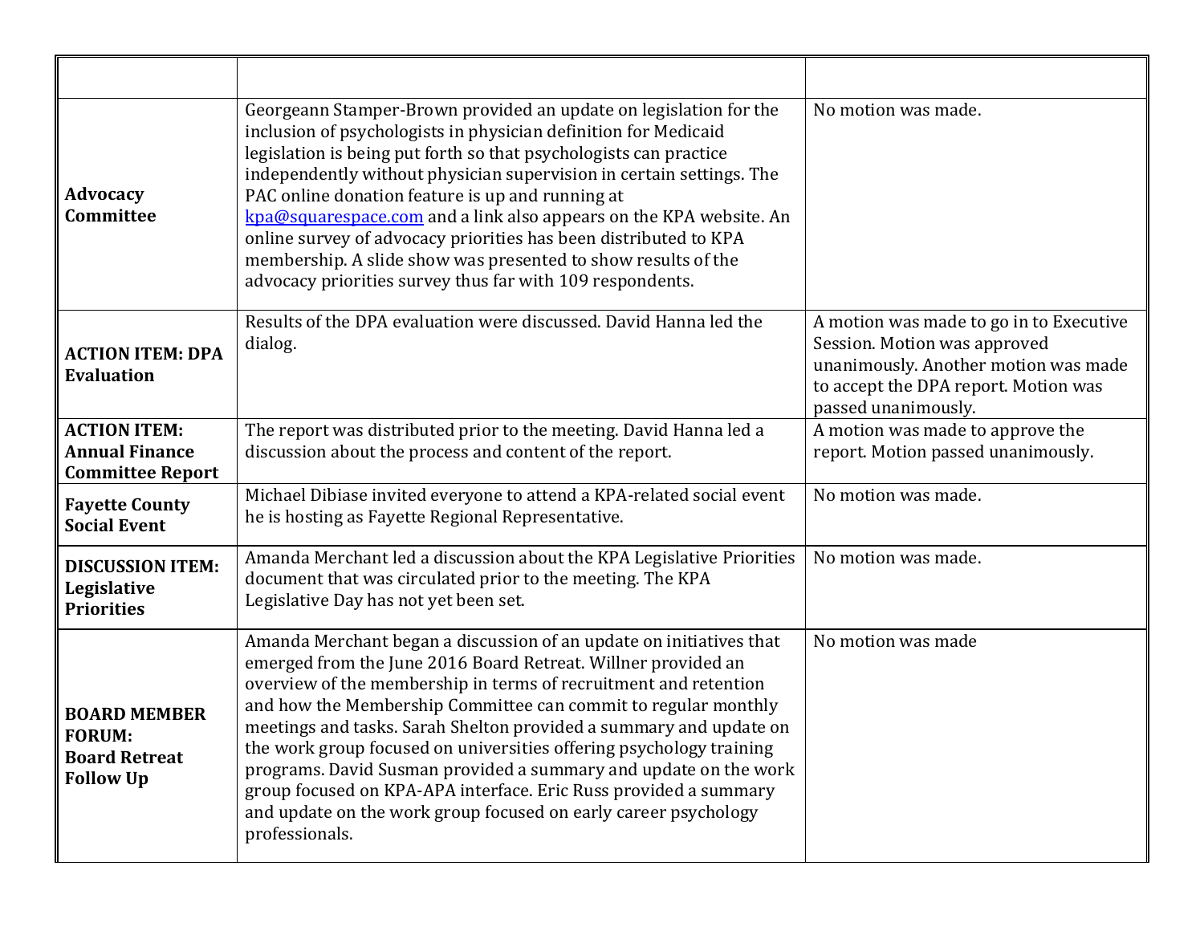| | | |
|---|---|---|
| **Advocacy Committee** | Georgeann Stamper-Brown provided an update on legislation for the inclusion of psychologists in physician definition for Medicaid legislation is being put forth so that psychologists can practice independently without physician supervision in certain settings. The PAC online donation feature is up and running at kpa@squarespace.com and a link also appears on the KPA website. An online survey of advocacy priorities has been distributed to KPA membership. A slide show was presented to show results of the advocacy priorities survey thus far with 109 respondents. | No motion was made. |
| **ACTION ITEM: DPA Evaluation** | Results of the DPA evaluation were discussed. David Hanna led the dialog. | A motion was made to go in to Executive Session. Motion was approved unanimously. Another motion was made to accept the DPA report. Motion was passed unanimously. |
| **ACTION ITEM: Annual Finance Committee Report** | The report was distributed prior to the meeting. David Hanna led a discussion about the process and content of the report. | A motion was made to approve the report. Motion passed unanimously. |
| **Fayette County Social Event** | Michael Dibiase invited everyone to attend a KPA-related social event he is hosting as Fayette Regional Representative. | No motion was made. |
| **DISCUSSION ITEM: Legislative Priorities** | Amanda Merchant led a discussion about the KPA Legislative Priorities document that was circulated prior to the meeting. The KPA Legislative Day has not yet been set. | No motion was made. |
| **BOARD MEMBER FORUM: Board Retreat Follow Up** | Amanda Merchant began a discussion of an update on initiatives that emerged from the June 2016 Board Retreat. Willner provided an overview of the membership in terms of recruitment and retention and how the Membership Committee can commit to regular monthly meetings and tasks. Sarah Shelton provided a summary and update on the work group focused on universities offering psychology training programs. David Susman provided a summary and update on the work group focused on KPA-APA interface. Eric Russ provided a summary and update on the work group focused on early career psychology professionals. | No motion was made |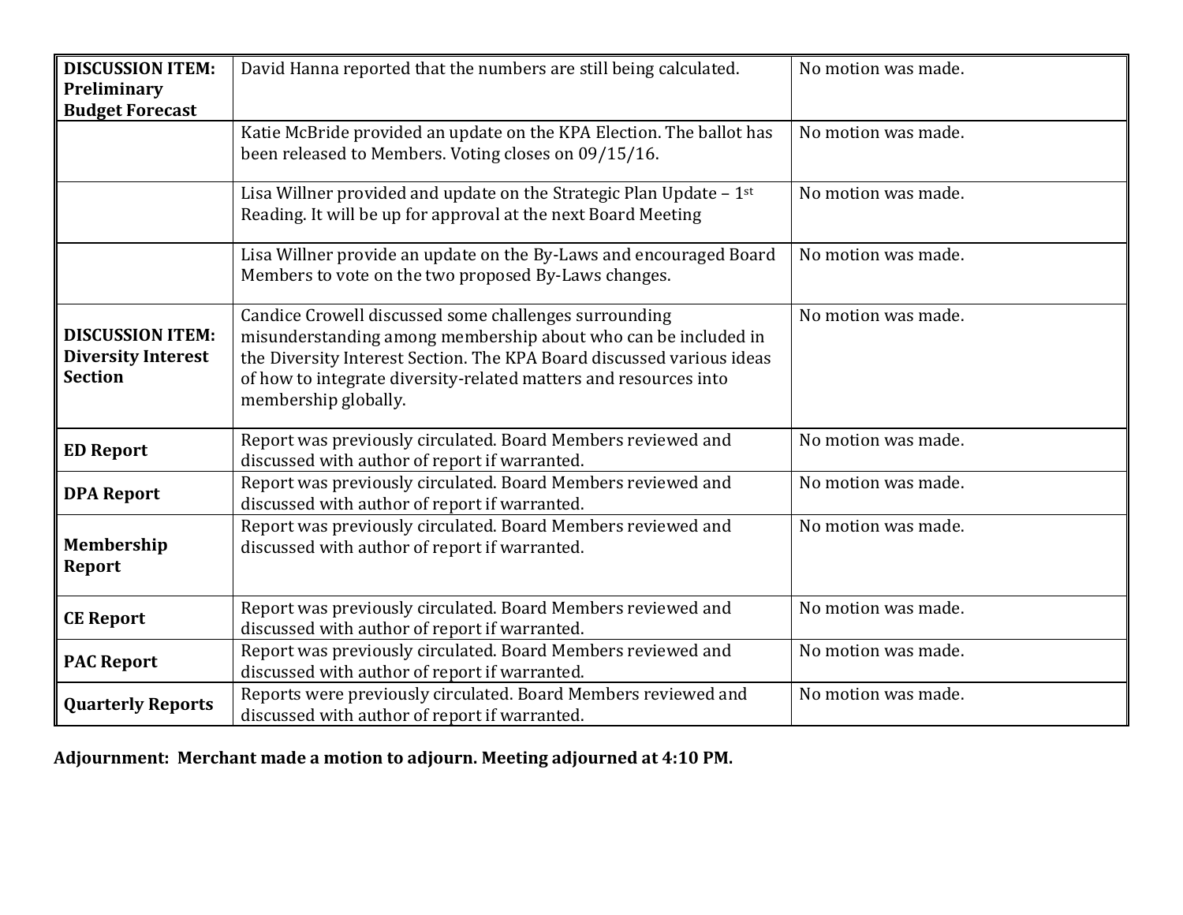| | | |
|---|---|---|
| **DISCUSSION ITEM: Preliminary Budget Forecast** | David Hanna reported that the numbers are still being calculated. | No motion was made. |
| | Katie McBride provided an update on the KPA Election. The ballot has been released to Members. Voting closes on 09/15/16. | No motion was made. |
| | Lisa Willner provided and update on the Strategic Plan Update – 1st Reading. It will be up for approval at the next Board Meeting | No motion was made. |
| | Lisa Willner provide an update on the By-Laws and encouraged Board Members to vote on the two proposed By-Laws changes. | No motion was made. |
| **DISCUSSION ITEM: Diversity Interest Section** | Candice Crowell discussed some challenges surrounding misunderstanding among membership about who can be included in the Diversity Interest Section. The KPA Board discussed various ideas of how to integrate diversity-related matters and resources into membership globally. | No motion was made. |
| **ED Report** | Report was previously circulated. Board Members reviewed and discussed with author of report if warranted. | No motion was made. |
| **DPA Report** | Report was previously circulated. Board Members reviewed and discussed with author of report if warranted. | No motion was made. |
| **Membership Report** | Report was previously circulated. Board Members reviewed and discussed with author of report if warranted. | No motion was made. |
| **CE Report** | Report was previously circulated. Board Members reviewed and discussed with author of report if warranted. | No motion was made. |
| **PAC Report** | Report was previously circulated. Board Members reviewed and discussed with author of report if warranted. | No motion was made. |
| **Quarterly Reports** | Reports were previously circulated. Board Members reviewed and discussed with author of report if warranted. | No motion was made. |

**Adjournment: Merchant made a motion to adjourn. Meeting adjourned at 4:10 PM.**